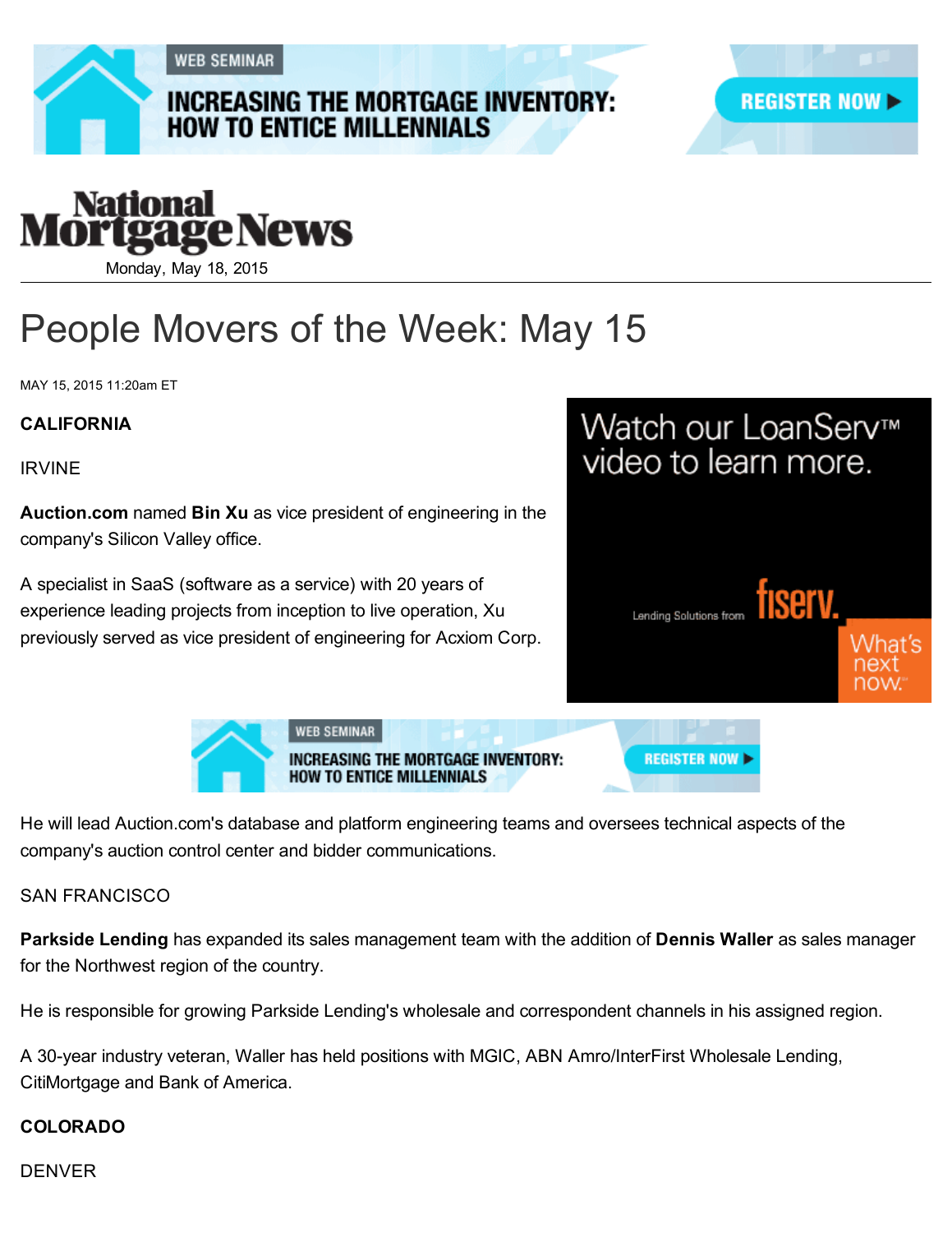National Mortgage News

Monday, May 18, 2015

# People Movers of the Week: May 15

MAY 15, 2015 11:20am ET

**CALIFORNIA**

IRVINE

**Auction.com** named **Bin Xu** as vice president of engineering in the company's Silicon Valley office.

A specialist in SaaS (software as a service) with 20 years of experience leading projects from inception to live operation, Xu previously served as vice president of engineering for Acxiom Corp.

He will lead Auction.com's database and platform engineering teams and oversees technical aspects of the company's auction control center and bidder communications.

SAN FRANCISCO

**Parkside Lending** has expanded its sales management team with the addition of **Dennis Waller** as sales manager for the Northwest region of the country.

He is responsible for growing Parkside Lending's wholesale and correspondent channels in his assigned region.

A 30-year industry veteran, Waller has held positions with MGIC, ABN Amro/InterFirst Wholesale Lending, CitiMortgage and Bank of America.

**COLORADO**

DENVER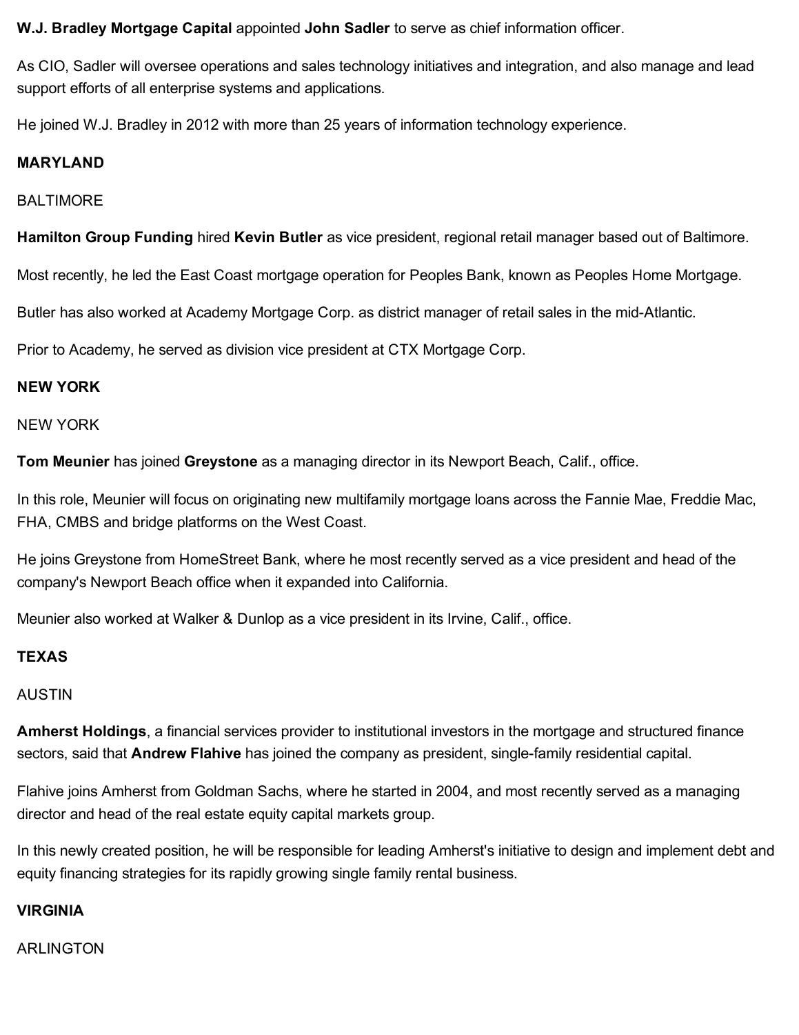**W.J. Bradley Mortgage Capital** appointed **John Sadler** to serve as chief information officer.

As CIO, Sadler will oversee operations and sales technology initiatives and integration, and also manage and lead support efforts of all enterprise systems and applications.

He joined W.J. Bradley in 2012 with more than 25 years of information technology experience.

**MARYLAND**

BALTIMORE

**Hamilton Group Funding** hired **Kevin Butler** as vice president, regional retail manager based out of Baltimore.

Most recently, he led the East Coast mortgage operation for Peoples Bank, known as Peoples Home Mortgage.

Butler has also worked at Academy Mortgage Corp. as district manager of retail sales in the mid-Atlantic.

Prior to Academy, he served as division vice president at CTX Mortgage Corp.

**NEW YORK**

NEW YORK

**Tom Meunier** has joined **Greystone** as a managing director in its Newport Beach, Calif., office.

In this role, Meunier will focus on originating new multifamily mortgage loans across the Fannie Mae, Freddie Mac, FHA, CMBS and bridge platforms on the West Coast.

He joins Greystone from HomeStreet Bank, where he most recently served as a vice president and head of the company's Newport Beach office when it expanded into California.

Meunier also worked at Walker & Dunlop as a vice president in its Irvine, Calif., office.

**TEXAS**

AUSTIN

**Amherst Holdings**, a financial services provider to institutional investors in the mortgage and structured finance sectors, said that **Andrew Flahive** has joined the company as president, single-family residential capital.

Flahive joins Amherst from Goldman Sachs, where he started in 2004, and most recently served as a managing director and head of the real estate equity capital markets group.

In this newly created position, he will be responsible for leading Amherst's initiative to design and implement debt and equity financing strategies for its rapidly growing single family rental business.

**VIRGINIA**

ARLINGTON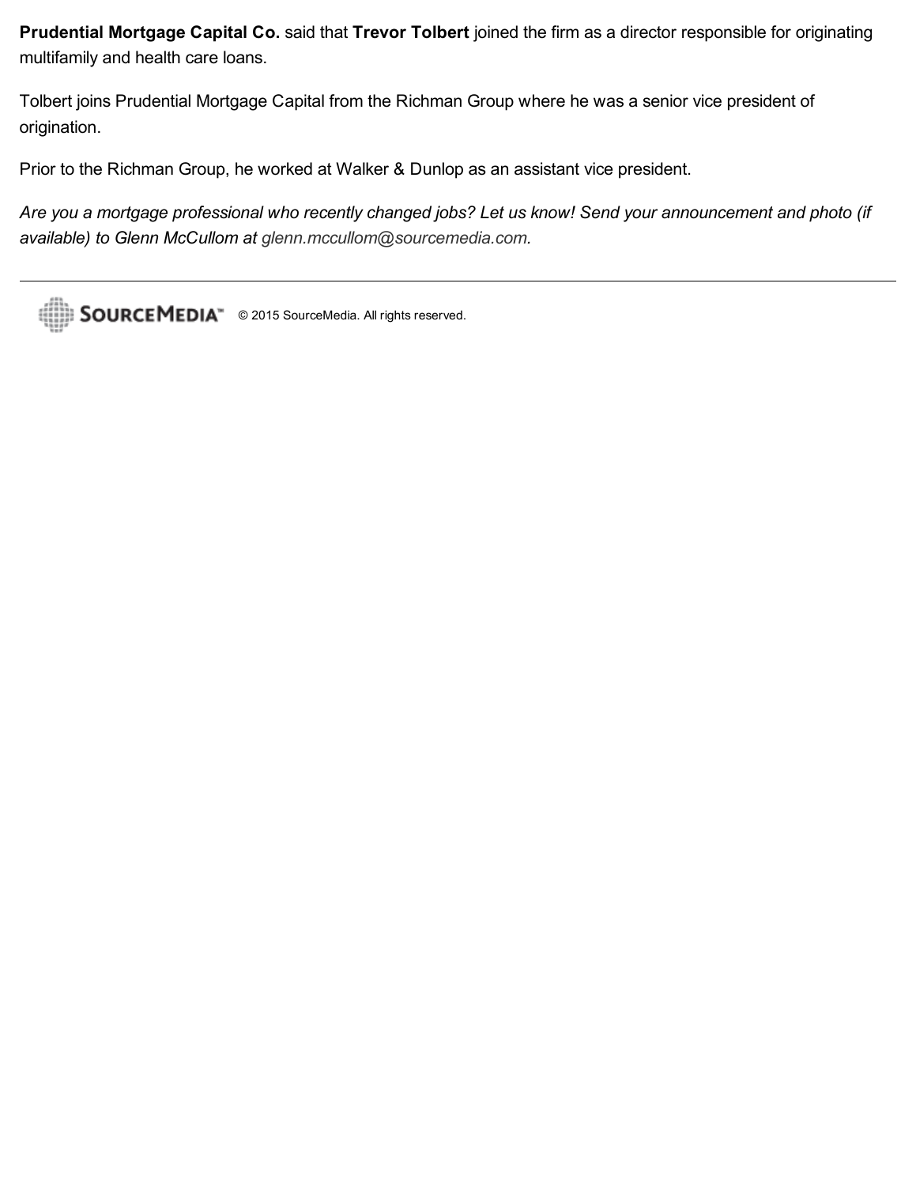**Prudential Mortgage Capital Co.** said that **Trevor Tolbert** joined the firm as a director responsible for originating multifamily and health care loans.

Tolbert joins Prudential Mortgage Capital from the Richman Group where he was a senior vice president of origination.

Prior to the Richman Group, he worked at Walker & Dunlop as an assistant vice president.

*Are you a mortgage professional who recently changed jobs? Let us know! Send your announcement and photo (if available) to Glenn McCullom at glenn.mccullom@sourcemedia.com.*

---

SourceMedia™ © 2015 SourceMedia. All rights reserved.